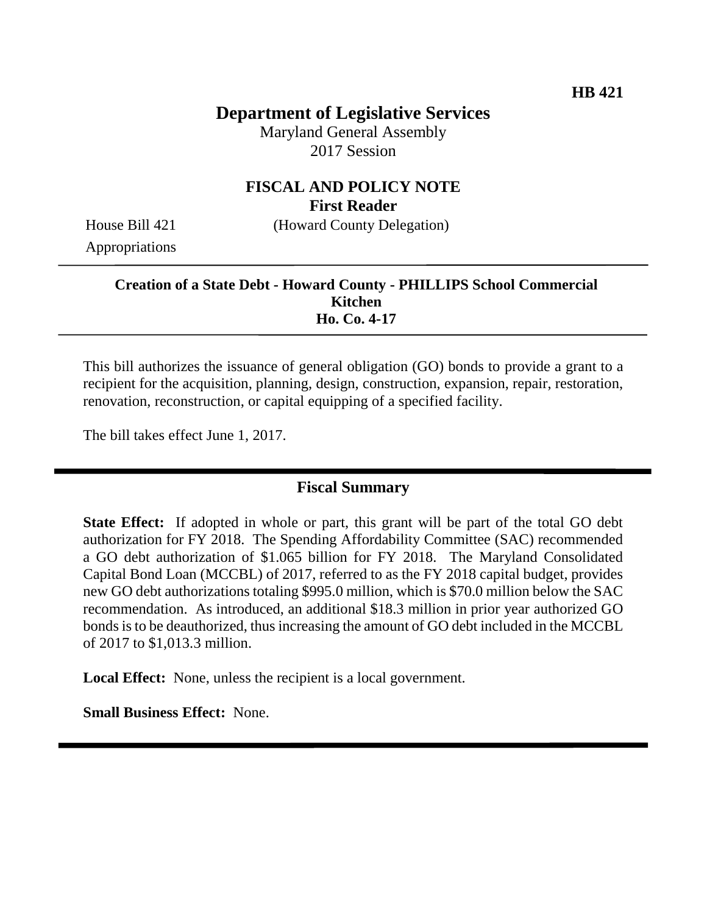**HB 421**

# Department of Legislative Services

Maryland General Assembly
2017 Session

## FISCAL AND POLICY NOTE
**First Reader**

House Bill 421 (Howard County Delegation)
Appropriations

---

**Creation of a State Debt - Howard County - PHILLIPS School Commercial Kitchen**
**Ho. Co. 4-17**

---

This bill authorizes the issuance of general obligation (GO) bonds to provide a grant to a recipient for the acquisition, planning, design, construction, expansion, repair, restoration, renovation, reconstruction, or capital equipping of a specified facility.

The bill takes effect June 1, 2017.

---

## Fiscal Summary

**State Effect:** If adopted in whole or part, this grant will be part of the total GO debt authorization for FY 2018. The Spending Affordability Committee (SAC) recommended a GO debt authorization of $1.065 billion for FY 2018. The Maryland Consolidated Capital Bond Loan (MCCBL) of 2017, referred to as the FY 2018 capital budget, provides new GO debt authorizations totaling $995.0 million, which is $70.0 million below the SAC recommendation. As introduced, an additional $18.3 million in prior year authorized GO bonds is to be deauthorized, thus increasing the amount of GO debt included in the MCCBL of 2017 to $1,013.3 million.

**Local Effect:** None, unless the recipient is a local government.

**Small Business Effect:** None.

---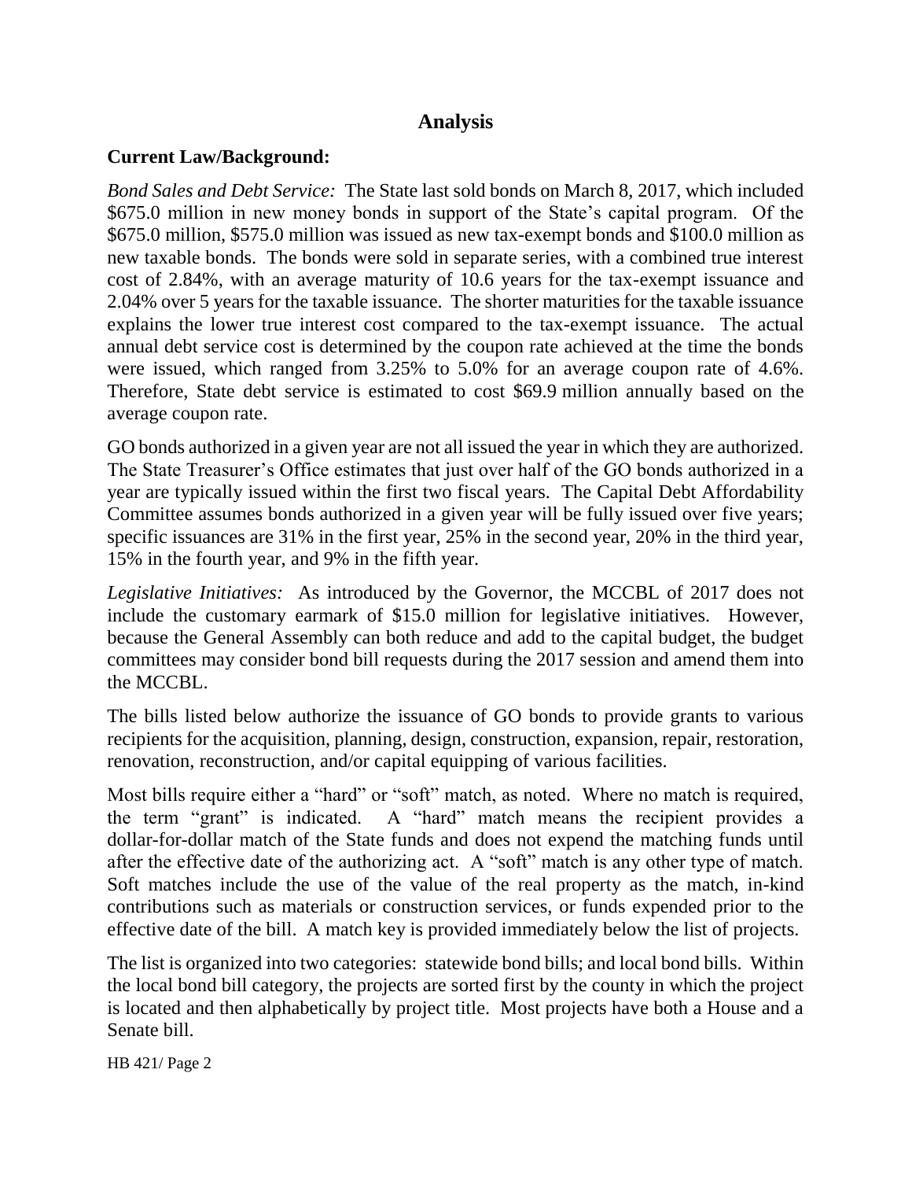# Analysis

**Current Law/Background:**

*Bond Sales and Debt Service:* The State last sold bonds on March 8, 2017, which included $675.0 million in new money bonds in support of the State's capital program. Of the $675.0 million, $575.0 million was issued as new tax-exempt bonds and $100.0 million as new taxable bonds. The bonds were sold in separate series, with a combined true interest cost of 2.84%, with an average maturity of 10.6 years for the tax-exempt issuance and 2.04% over 5 years for the taxable issuance. The shorter maturities for the taxable issuance explains the lower true interest cost compared to the tax-exempt issuance. The actual annual debt service cost is determined by the coupon rate achieved at the time the bonds were issued, which ranged from 3.25% to 5.0% for an average coupon rate of 4.6%. Therefore, State debt service is estimated to cost $69.9 million annually based on the average coupon rate.

GO bonds authorized in a given year are not all issued the year in which they are authorized. The State Treasurer's Office estimates that just over half of the GO bonds authorized in a year are typically issued within the first two fiscal years. The Capital Debt Affordability Committee assumes bonds authorized in a given year will be fully issued over five years; specific issuances are 31% in the first year, 25% in the second year, 20% in the third year, 15% in the fourth year, and 9% in the fifth year.

*Legislative Initiatives:* As introduced by the Governor, the MCCBL of 2017 does not include the customary earmark of $15.0 million for legislative initiatives. However, because the General Assembly can both reduce and add to the capital budget, the budget committees may consider bond bill requests during the 2017 session and amend them into the MCCBL.

The bills listed below authorize the issuance of GO bonds to provide grants to various recipients for the acquisition, planning, design, construction, expansion, repair, restoration, renovation, reconstruction, and/or capital equipping of various facilities.

Most bills require either a "hard" or "soft" match, as noted. Where no match is required, the term "grant" is indicated. A "hard" match means the recipient provides a dollar-for-dollar match of the State funds and does not expend the matching funds until after the effective date of the authorizing act. A "soft" match is any other type of match. Soft matches include the use of the value of the real property as the match, in-kind contributions such as materials or construction services, or funds expended prior to the effective date of the bill. A match key is provided immediately below the list of projects.

The list is organized into two categories: statewide bond bills; and local bond bills. Within the local bond bill category, the projects are sorted first by the county in which the project is located and then alphabetically by project title. Most projects have both a House and a Senate bill.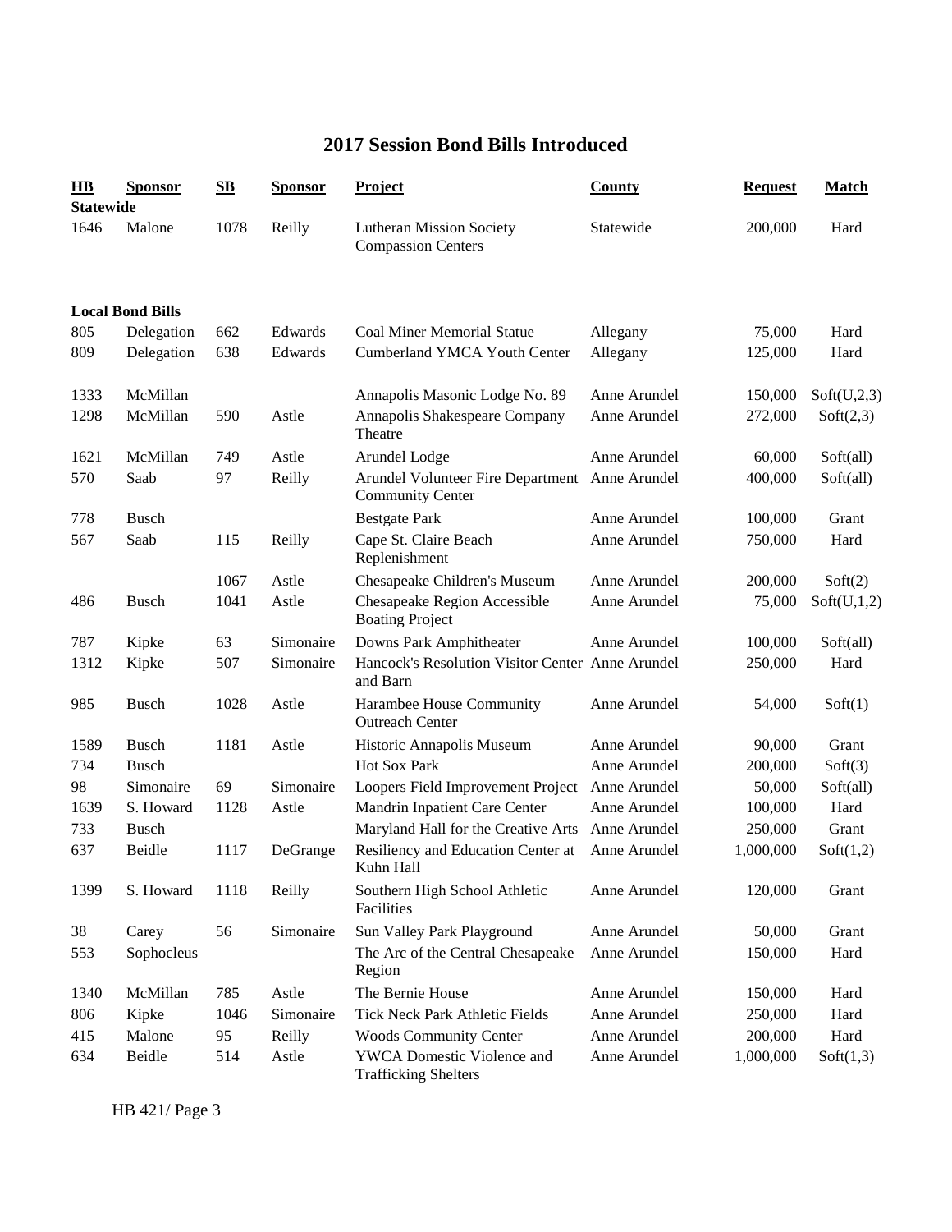# 2017 Session Bond Bills Introduced

| HB | Sponsor | SB | Sponsor | Project | County | Request | Match |
|---|---|---|---|---|---|---|---|
| **Statewide** | | | | | | | |
| 1646 | Malone | 1078 | Reilly | Lutheran Mission Society Compassion Centers | Statewide | 200,000 | Hard |
| **Local Bond Bills** | | | | | | | |
| 805 | Delegation | 662 | Edwards | Coal Miner Memorial Statue | Allegany | 75,000 | Hard |
| 809 | Delegation | 638 | Edwards | Cumberland YMCA Youth Center | Allegany | 125,000 | Hard |
| 1333 | McMillan | | | Annapolis Masonic Lodge No. 89 | Anne Arundel | 150,000 | Soft(U,2,3) |
| 1298 | McMillan | 590 | Astle | Annapolis Shakespeare Company Theatre | Anne Arundel | 272,000 | Soft(2,3) |
| 1621 | McMillan | 749 | Astle | Arundel Lodge | Anne Arundel | 60,000 | Soft(all) |
| 570 | Saab | 97 | Reilly | Arundel Volunteer Fire Department Community Center | Anne Arundel | 400,000 | Soft(all) |
| 778 | Busch | | | Bestgate Park | Anne Arundel | 100,000 | Grant |
| 567 | Saab | 115 | Reilly | Cape St. Claire Beach Replenishment | Anne Arundel | 750,000 | Hard |
| | | 1067 | Astle | Chesapeake Children's Museum | Anne Arundel | 200,000 | Soft(2) |
| 486 | Busch | 1041 | Astle | Chesapeake Region Accessible Boating Project | Anne Arundel | 75,000 | Soft(U,1,2) |
| 787 | Kipke | 63 | Simonaire | Downs Park Amphitheater | Anne Arundel | 100,000 | Soft(all) |
| 1312 | Kipke | 507 | Simonaire | Hancock's Resolution Visitor Center and Barn | Anne Arundel | 250,000 | Hard |
| 985 | Busch | 1028 | Astle | Harambee House Community Outreach Center | Anne Arundel | 54,000 | Soft(1) |
| 1589 | Busch | 1181 | Astle | Historic Annapolis Museum | Anne Arundel | 90,000 | Grant |
| 734 | Busch | | | Hot Sox Park | Anne Arundel | 200,000 | Soft(3) |
| 98 | Simonaire | 69 | Simonaire | Loopers Field Improvement Project | Anne Arundel | 50,000 | Soft(all) |
| 1639 | S. Howard | 1128 | Astle | Mandrin Inpatient Care Center | Anne Arundel | 100,000 | Hard |
| 733 | Busch | | | Maryland Hall for the Creative Arts | Anne Arundel | 250,000 | Grant |
| 637 | Beidle | 1117 | DeGrange | Resiliency and Education Center at Kuhn Hall | Anne Arundel | 1,000,000 | Soft(1,2) |
| 1399 | S. Howard | 1118 | Reilly | Southern High School Athletic Facilities | Anne Arundel | 120,000 | Grant |
| 38 | Carey | 56 | Simonaire | Sun Valley Park Playground | Anne Arundel | 50,000 | Grant |
| 553 | Sophocleus | | | The Arc of the Central Chesapeake Region | Anne Arundel | 150,000 | Hard |
| 1340 | McMillan | 785 | Astle | The Bernie House | Anne Arundel | 150,000 | Hard |
| 806 | Kipke | 1046 | Simonaire | Tick Neck Park Athletic Fields | Anne Arundel | 250,000 | Hard |
| 415 | Malone | 95 | Reilly | Woods Community Center | Anne Arundel | 200,000 | Hard |
| 634 | Beidle | 514 | Astle | YWCA Domestic Violence and Trafficking Shelters | Anne Arundel | 1,000,000 | Soft(1,3) |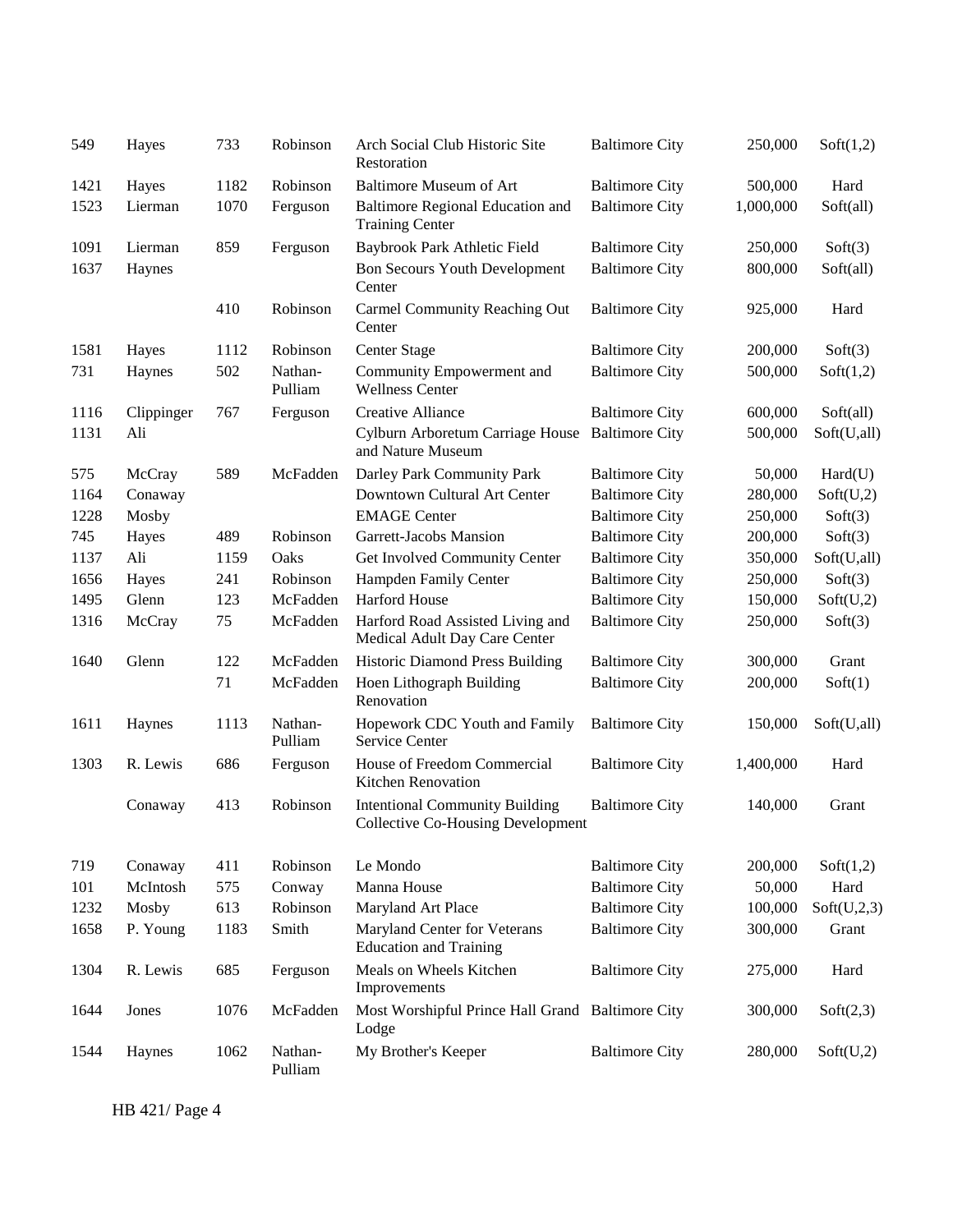| | | | | | | | |
|---|---|---|---|---|---|---|---|
| 549 | Hayes | 733 | Robinson | Arch Social Club Historic Site Restoration | Baltimore City | 250,000 | Soft(1,2) |
| 1421 | Hayes | 1182 | Robinson | Baltimore Museum of Art | Baltimore City | 500,000 | Hard |
| 1523 | Lierman | 1070 | Ferguson | Baltimore Regional Education and Training Center | Baltimore City | 1,000,000 | Soft(all) |
| 1091 | Lierman | 859 | Ferguson | Baybrook Park Athletic Field | Baltimore City | 250,000 | Soft(3) |
| 1637 | Haynes | | | Bon Secours Youth Development Center | Baltimore City | 800,000 | Soft(all) |
| | | 410 | Robinson | Carmel Community Reaching Out Center | Baltimore City | 925,000 | Hard |
| 1581 | Hayes | 1112 | Robinson | Center Stage | Baltimore City | 200,000 | Soft(3) |
| 731 | Haynes | 502 | Nathan-Pulliam | Community Empowerment and Wellness Center | Baltimore City | 500,000 | Soft(1,2) |
| 1116 | Clippinger | 767 | Ferguson | Creative Alliance | Baltimore City | 600,000 | Soft(all) |
| 1131 | Ali | | | Cylburn Arboretum Carriage House and Nature Museum | Baltimore City | 500,000 | Soft(U,all) |
| 575 | McCray | 589 | McFadden | Darley Park Community Park | Baltimore City | 50,000 | Hard(U) |
| 1164 | Conaway | | | Downtown Cultural Art Center | Baltimore City | 280,000 | Soft(U,2) |
| 1228 | Mosby | | | EMAGE Center | Baltimore City | 250,000 | Soft(3) |
| 745 | Hayes | 489 | Robinson | Garrett-Jacobs Mansion | Baltimore City | 200,000 | Soft(3) |
| 1137 | Ali | 1159 | Oaks | Get Involved Community Center | Baltimore City | 350,000 | Soft(U,all) |
| 1656 | Hayes | 241 | Robinson | Hampden Family Center | Baltimore City | 250,000 | Soft(3) |
| 1495 | Glenn | 123 | McFadden | Harford House | Baltimore City | 150,000 | Soft(U,2) |
| 1316 | McCray | 75 | McFadden | Harford Road Assisted Living and Medical Adult Day Care Center | Baltimore City | 250,000 | Soft(3) |
| 1640 | Glenn | 122 | McFadden | Historic Diamond Press Building | Baltimore City | 300,000 | Grant |
| | | 71 | McFadden | Hoen Lithograph Building Renovation | Baltimore City | 200,000 | Soft(1) |
| 1611 | Haynes | 1113 | Nathan-Pulliam | Hopework CDC Youth and Family Service Center | Baltimore City | 150,000 | Soft(U,all) |
| 1303 | R. Lewis | 686 | Ferguson | House of Freedom Commercial Kitchen Renovation | Baltimore City | 1,400,000 | Hard |
| | Conaway | 413 | Robinson | Intentional Community Building Collective Co-Housing Development | Baltimore City | 140,000 | Grant |
| 719 | Conaway | 411 | Robinson | Le Mondo | Baltimore City | 200,000 | Soft(1,2) |
| 101 | McIntosh | 575 | Conway | Manna House | Baltimore City | 50,000 | Hard |
| 1232 | Mosby | 613 | Robinson | Maryland Art Place | Baltimore City | 100,000 | Soft(U,2,3) |
| 1658 | P. Young | 1183 | Smith | Maryland Center for Veterans Education and Training | Baltimore City | 300,000 | Grant |
| 1304 | R. Lewis | 685 | Ferguson | Meals on Wheels Kitchen Improvements | Baltimore City | 275,000 | Hard |
| 1644 | Jones | 1076 | McFadden | Most Worshipful Prince Hall Grand Lodge | Baltimore City | 300,000 | Soft(2,3) |
| 1544 | Haynes | 1062 | Nathan-Pulliam | My Brother's Keeper | Baltimore City | 280,000 | Soft(U,2) |

HB 421/ Page 4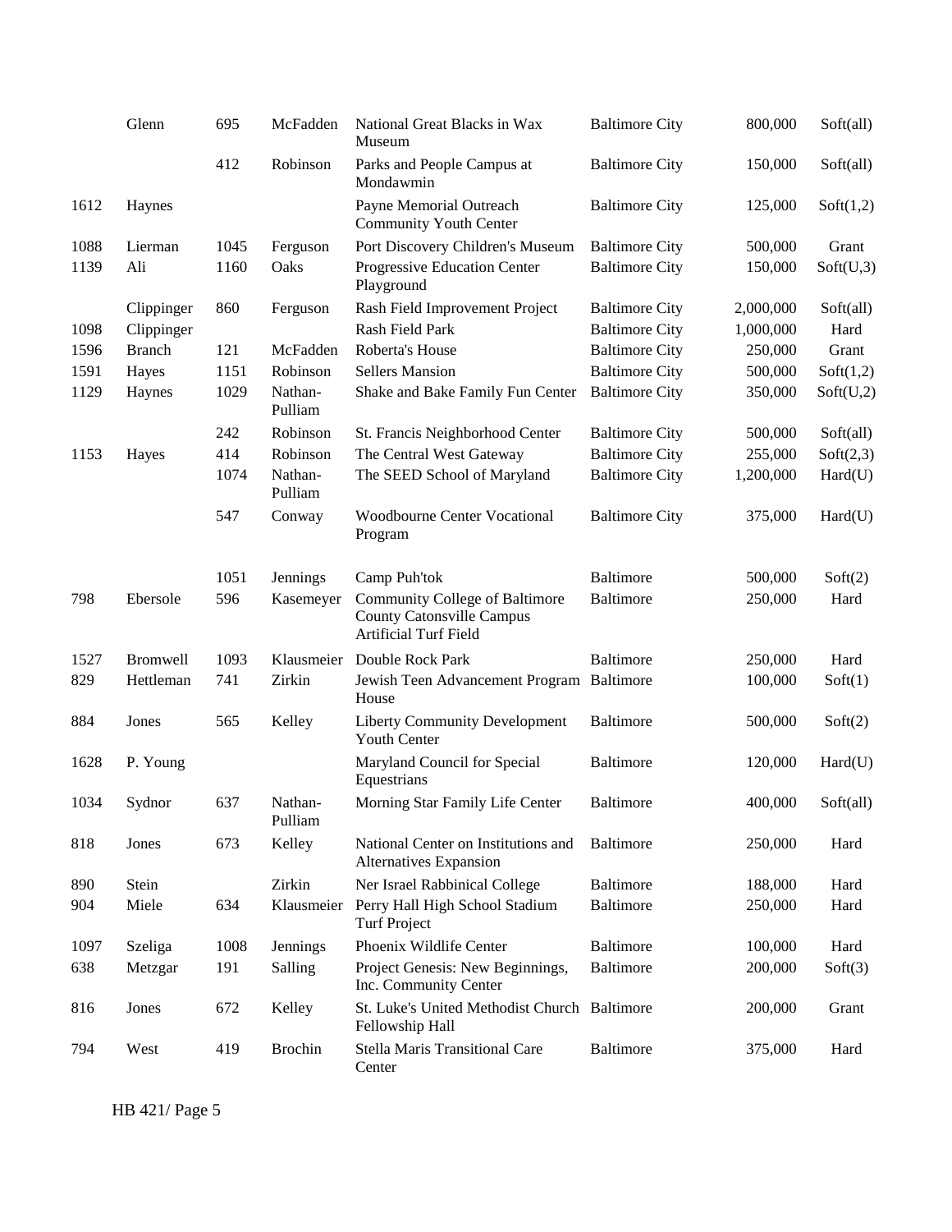| | | | | | | | |
|---|---|---|---|---|---|---|---|
| | Glenn | 695 | McFadden | National Great Blacks in Wax Museum | Baltimore City | 800,000 | Soft(all) |
| | | 412 | Robinson | Parks and People Campus at Mondawmin | Baltimore City | 150,000 | Soft(all) |
| 1612 | Haynes | | | Payne Memorial Outreach Community Youth Center | Baltimore City | 125,000 | Soft(1,2) |
| 1088 | Lierman | 1045 | Ferguson | Port Discovery Children's Museum | Baltimore City | 500,000 | Grant |
| 1139 | Ali | 1160 | Oaks | Progressive Education Center Playground | Baltimore City | 150,000 | Soft(U,3) |
| | Clippinger | 860 | Ferguson | Rash Field Improvement Project | Baltimore City | 2,000,000 | Soft(all) |
| 1098 | Clippinger | | | Rash Field Park | Baltimore City | 1,000,000 | Hard |
| 1596 | Branch | 121 | McFadden | Roberta's House | Baltimore City | 250,000 | Grant |
| 1591 | Hayes | 1151 | Robinson | Sellers Mansion | Baltimore City | 500,000 | Soft(1,2) |
| 1129 | Haynes | 1029 | Nathan-Pulliam | Shake and Bake Family Fun Center | Baltimore City | 350,000 | Soft(U,2) |
| | | 242 | Robinson | St. Francis Neighborhood Center | Baltimore City | 500,000 | Soft(all) |
| 1153 | Hayes | 414 | Robinson | The Central West Gateway | Baltimore City | 255,000 | Soft(2,3) |
| | | 1074 | Nathan-Pulliam | The SEED School of Maryland | Baltimore City | 1,200,000 | Hard(U) |
| | | 547 | Conway | Woodbourne Center Vocational Program | Baltimore City | 375,000 | Hard(U) |
| | | 1051 | Jennings | Camp Puh'tok | Baltimore | 500,000 | Soft(2) |
| 798 | Ebersole | 596 | Kasemeyer | Community College of Baltimore County Catonsville Campus Artificial Turf Field | Baltimore | 250,000 | Hard |
| 1527 | Bromwell | 1093 | Klausmeier | Double Rock Park | Baltimore | 250,000 | Hard |
| 829 | Hettleman | 741 | Zirkin | Jewish Teen Advancement Program House | Baltimore | 100,000 | Soft(1) |
| 884 | Jones | 565 | Kelley | Liberty Community Development Youth Center | Baltimore | 500,000 | Soft(2) |
| 1628 | P. Young | | | Maryland Council for Special Equestrians | Baltimore | 120,000 | Hard(U) |
| 1034 | Sydnor | 637 | Nathan-Pulliam | Morning Star Family Life Center | Baltimore | 400,000 | Soft(all) |
| 818 | Jones | 673 | Kelley | National Center on Institutions and Alternatives Expansion | Baltimore | 250,000 | Hard |
| 890 | Stein | | Zirkin | Ner Israel Rabbinical College | Baltimore | 188,000 | Hard |
| 904 | Miele | 634 | Klausmeier | Perry Hall High School Stadium Turf Project | Baltimore | 250,000 | Hard |
| 1097 | Szeliga | 1008 | Jennings | Phoenix Wildlife Center | Baltimore | 100,000 | Hard |
| 638 | Metzgar | 191 | Salling | Project Genesis: New Beginnings, Inc. Community Center | Baltimore | 200,000 | Soft(3) |
| 816 | Jones | 672 | Kelley | St. Luke's United Methodist Church Fellowship Hall | Baltimore | 200,000 | Grant |
| 794 | West | 419 | Brochin | Stella Maris Transitional Care Center | Baltimore | 375,000 | Hard |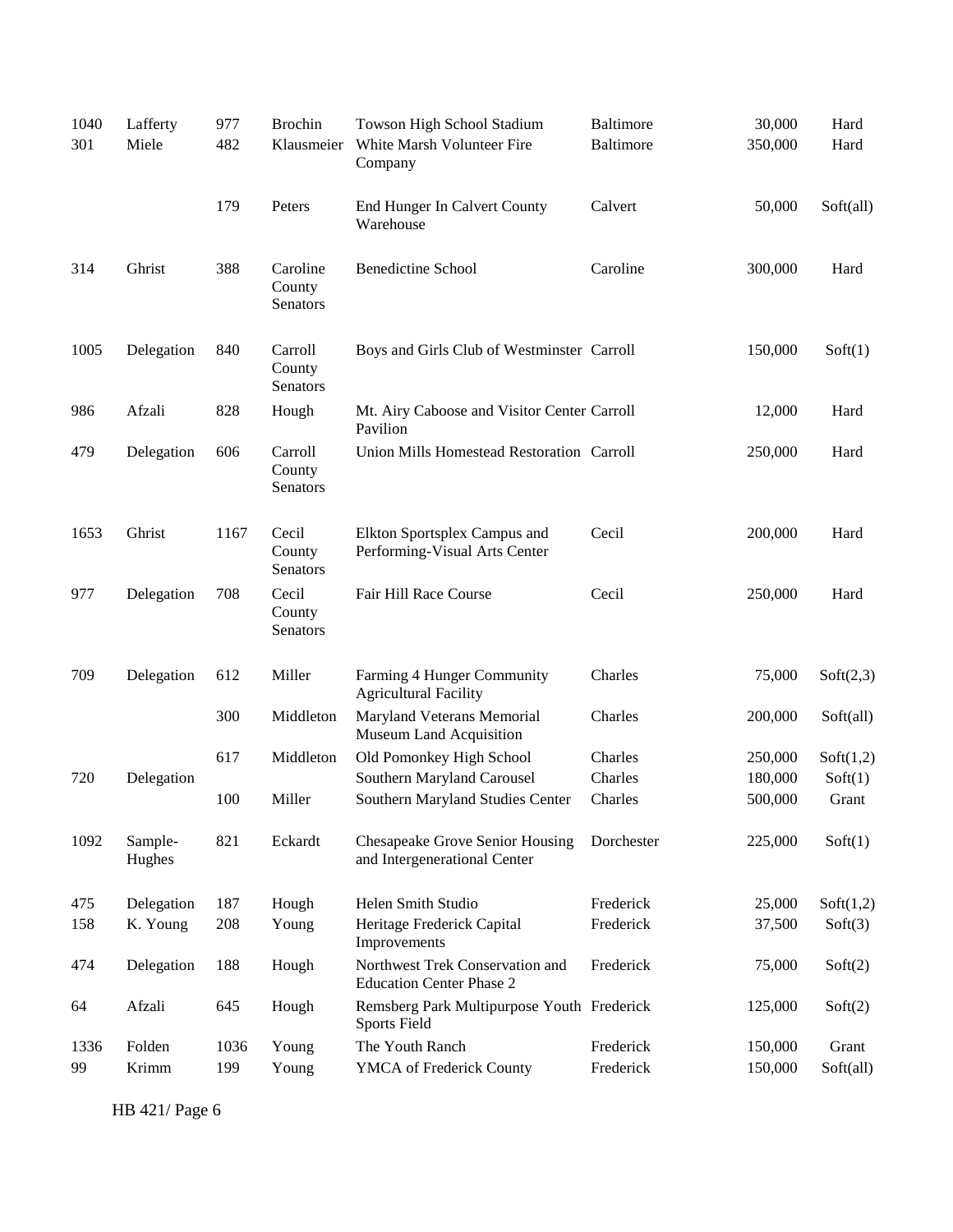| | | | | | | | |
|---|---|---|---|---|---|---|---|
| 1040 | Lafferty | 977 | Brochin | Towson High School Stadium | Baltimore | 30,000 | Hard |
| 301 | Miele | 482 | Klausmeier | White Marsh Volunteer Fire Company | Baltimore | 350,000 | Hard |
| | | 179 | Peters | End Hunger In Calvert County Warehouse | Calvert | 50,000 | Soft(all) |
| 314 | Ghrist | 388 | Caroline County Senators | Benedictine School | Caroline | 300,000 | Hard |
| 1005 | Delegation | 840 | Carroll County Senators | Boys and Girls Club of Westminster | Carroll | 150,000 | Soft(1) |
| 986 | Afzali | 828 | Hough | Mt. Airy Caboose and Visitor Center Pavilion | Carroll | 12,000 | Hard |
| 479 | Delegation | 606 | Carroll County Senators | Union Mills Homestead Restoration | Carroll | 250,000 | Hard |
| 1653 | Ghrist | 1167 | Cecil County Senators | Elkton Sportsplex Campus and Performing-Visual Arts Center | Cecil | 200,000 | Hard |
| 977 | Delegation | 708 | Cecil County Senators | Fair Hill Race Course | Cecil | 250,000 | Hard |
| 709 | Delegation | 612 | Miller | Farming 4 Hunger Community Agricultural Facility | Charles | 75,000 | Soft(2,3) |
| | | 300 | Middleton | Maryland Veterans Memorial Museum Land Acquisition | Charles | 200,000 | Soft(all) |
| | | 617 | Middleton | Old Pomonkey High School | Charles | 250,000 | Soft(1,2) |
| 720 | Delegation | | | Southern Maryland Carousel | Charles | 180,000 | Soft(1) |
| | | 100 | Miller | Southern Maryland Studies Center | Charles | 500,000 | Grant |
| 1092 | Sample-Hughes | 821 | Eckardt | Chesapeake Grove Senior Housing and Intergenerational Center | Dorchester | 225,000 | Soft(1) |
| 475 | Delegation | 187 | Hough | Helen Smith Studio | Frederick | 25,000 | Soft(1,2) |
| 158 | K. Young | 208 | Young | Heritage Frederick Capital Improvements | Frederick | 37,500 | Soft(3) |
| 474 | Delegation | 188 | Hough | Northwest Trek Conservation and Education Center Phase 2 | Frederick | 75,000 | Soft(2) |
| 64 | Afzali | 645 | Hough | Remsberg Park Multipurpose Youth Sports Field | Frederick | 125,000 | Soft(2) |
| 1336 | Folden | 1036 | Young | The Youth Ranch | Frederick | 150,000 | Grant |
| 99 | Krimm | 199 | Young | YMCA of Frederick County | Frederick | 150,000 | Soft(all) |

HB 421/ Page 6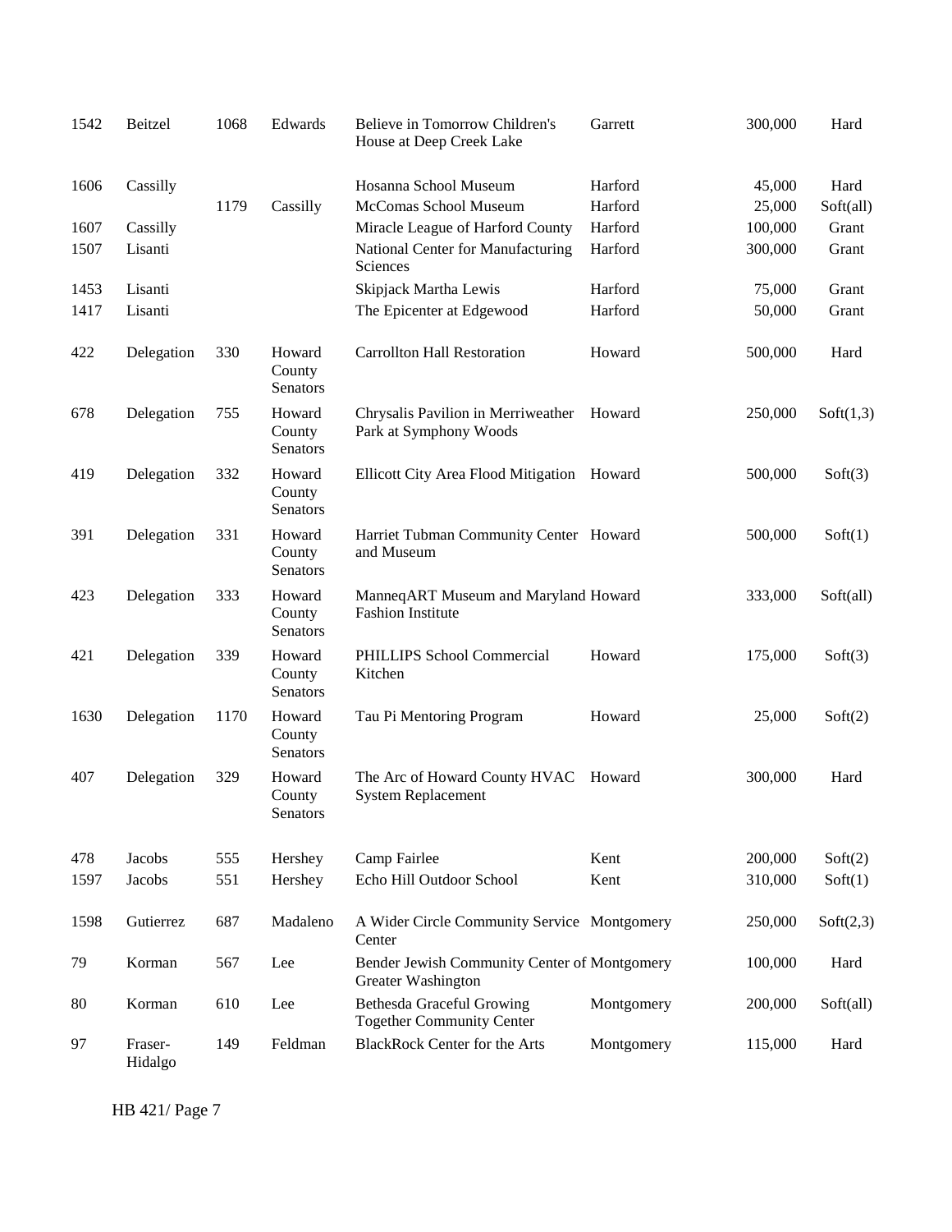| | | | | | | | |
|---|---|---|---|---|---|---|---|
| 1542 | Beitzel | 1068 | Edwards | Believe in Tomorrow Children's House at Deep Creek Lake | Garrett | 300,000 | Hard |
| 1606 | Cassilly | | | Hosanna School Museum | Harford | 45,000 | Hard |
| | | 1179 | Cassilly | McComas School Museum | Harford | 25,000 | Soft(all) |
| 1607 | Cassilly | | | Miracle League of Harford County | Harford | 100,000 | Grant |
| 1507 | Lisanti | | | National Center for Manufacturing Sciences | Harford | 300,000 | Grant |
| 1453 | Lisanti | | | Skipjack Martha Lewis | Harford | 75,000 | Grant |
| 1417 | Lisanti | | | The Epicenter at Edgewood | Harford | 50,000 | Grant |
| 422 | Delegation | 330 | Howard County Senators | Carrollton Hall Restoration | Howard | 500,000 | Hard |
| 678 | Delegation | 755 | Howard County Senators | Chrysalis Pavilion in Merriweather Park at Symphony Woods | Howard | 250,000 | Soft(1,3) |
| 419 | Delegation | 332 | Howard County Senators | Ellicott City Area Flood Mitigation | Howard | 500,000 | Soft(3) |
| 391 | Delegation | 331 | Howard County Senators | Harriet Tubman Community Center and Museum | Howard | 500,000 | Soft(1) |
| 423 | Delegation | 333 | Howard County Senators | ManneqART Museum and Maryland Fashion Institute | Howard | 333,000 | Soft(all) |
| 421 | Delegation | 339 | Howard County Senators | PHILLIPS School Commercial Kitchen | Howard | 175,000 | Soft(3) |
| 1630 | Delegation | 1170 | Howard County Senators | Tau Pi Mentoring Program | Howard | 25,000 | Soft(2) |
| 407 | Delegation | 329 | Howard County Senators | The Arc of Howard County HVAC System Replacement | Howard | 300,000 | Hard |
| 478 | Jacobs | 555 | Hershey | Camp Fairlee | Kent | 200,000 | Soft(2) |
| 1597 | Jacobs | 551 | Hershey | Echo Hill Outdoor School | Kent | 310,000 | Soft(1) |
| 1598 | Gutierrez | 687 | Madaleno | A Wider Circle Community Service Center | Montgomery | 250,000 | Soft(2,3) |
| 79 | Korman | 567 | Lee | Bender Jewish Community Center of Greater Washington | Montgomery | 100,000 | Hard |
| 80 | Korman | 610 | Lee | Bethesda Graceful Growing Together Community Center | Montgomery | 200,000 | Soft(all) |
| 97 | Fraser-Hidalgo | 149 | Feldman | BlackRock Center for the Arts | Montgomery | 115,000 | Hard |

HB 421/ Page 7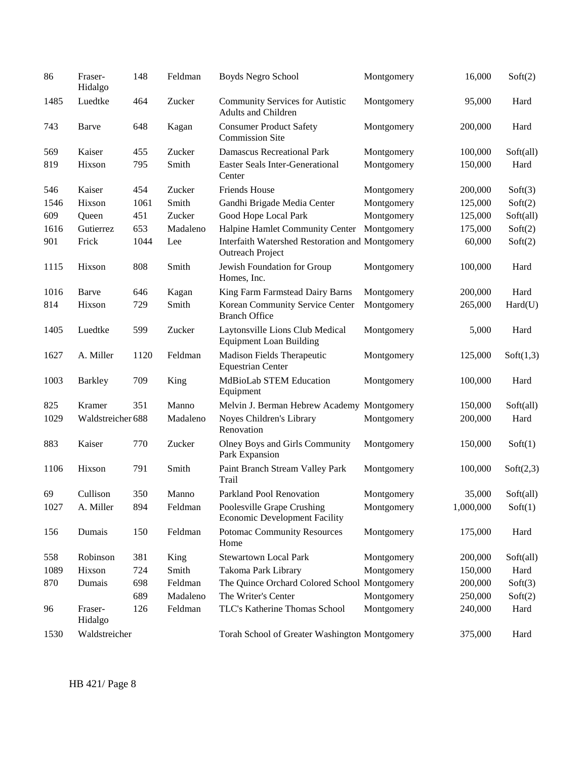| | | | | | | | |
|---|---|---|---|---|---|---|---|
| 86 | Fraser-Hidalgo | 148 | Feldman | Boyds Negro School | Montgomery | 16,000 | Soft(2) |
| 1485 | Luedtke | 464 | Zucker | Community Services for Autistic Adults and Children | Montgomery | 95,000 | Hard |
| 743 | Barve | 648 | Kagan | Consumer Product Safety Commission Site | Montgomery | 200,000 | Hard |
| 569 | Kaiser | 455 | Zucker | Damascus Recreational Park | Montgomery | 100,000 | Soft(all) |
| 819 | Hixson | 795 | Smith | Easter Seals Inter-Generational Center | Montgomery | 150,000 | Hard |
| 546 | Kaiser | 454 | Zucker | Friends House | Montgomery | 200,000 | Soft(3) |
| 1546 | Hixson | 1061 | Smith | Gandhi Brigade Media Center | Montgomery | 125,000 | Soft(2) |
| 609 | Queen | 451 | Zucker | Good Hope Local Park | Montgomery | 125,000 | Soft(all) |
| 1616 | Gutierrez | 653 | Madaleno | Halpine Hamlet Community Center | Montgomery | 175,000 | Soft(2) |
| 901 | Frick | 1044 | Lee | Interfaith Watershed Restoration and Outreach Project | Montgomery | 60,000 | Soft(2) |
| 1115 | Hixson | 808 | Smith | Jewish Foundation for Group Homes, Inc. | Montgomery | 100,000 | Hard |
| 1016 | Barve | 646 | Kagan | King Farm Farmstead Dairy Barns | Montgomery | 200,000 | Hard |
| 814 | Hixson | 729 | Smith | Korean Community Service Center Branch Office | Montgomery | 265,000 | Hard(U) |
| 1405 | Luedtke | 599 | Zucker | Laytonsville Lions Club Medical Equipment Loan Building | Montgomery | 5,000 | Hard |
| 1627 | A. Miller | 1120 | Feldman | Madison Fields Therapeutic Equestrian Center | Montgomery | 125,000 | Soft(1,3) |
| 1003 | Barkley | 709 | King | MdBioLab STEM Education Equipment | Montgomery | 100,000 | Hard |
| 825 | Kramer | 351 | Manno | Melvin J. Berman Hebrew Academy | Montgomery | 150,000 | Soft(all) |
| 1029 | Waldstreicher | 688 | Madaleno | Noyes Children's Library Renovation | Montgomery | 200,000 | Hard |
| 883 | Kaiser | 770 | Zucker | Olney Boys and Girls Community Park Expansion | Montgomery | 150,000 | Soft(1) |
| 1106 | Hixson | 791 | Smith | Paint Branch Stream Valley Park Trail | Montgomery | 100,000 | Soft(2,3) |
| 69 | Cullison | 350 | Manno | Parkland Pool Renovation | Montgomery | 35,000 | Soft(all) |
| 1027 | A. Miller | 894 | Feldman | Poolesville Grape Crushing Economic Development Facility | Montgomery | 1,000,000 | Soft(1) |
| 156 | Dumais | 150 | Feldman | Potomac Community Resources Home | Montgomery | 175,000 | Hard |
| 558 | Robinson | 381 | King | Stewartown Local Park | Montgomery | 200,000 | Soft(all) |
| 1089 | Hixson | 724 | Smith | Takoma Park Library | Montgomery | 150,000 | Hard |
| 870 | Dumais | 698 | Feldman | The Quince Orchard Colored School | Montgomery | 200,000 | Soft(3) |
| | | 689 | Madaleno | The Writer's Center | Montgomery | 250,000 | Soft(2) |
| 96 | Fraser-Hidalgo | 126 | Feldman | TLC's Katherine Thomas School | Montgomery | 240,000 | Hard |
| 1530 | Waldstreicher | | | Torah School of Greater Washington | Montgomery | 375,000 | Hard |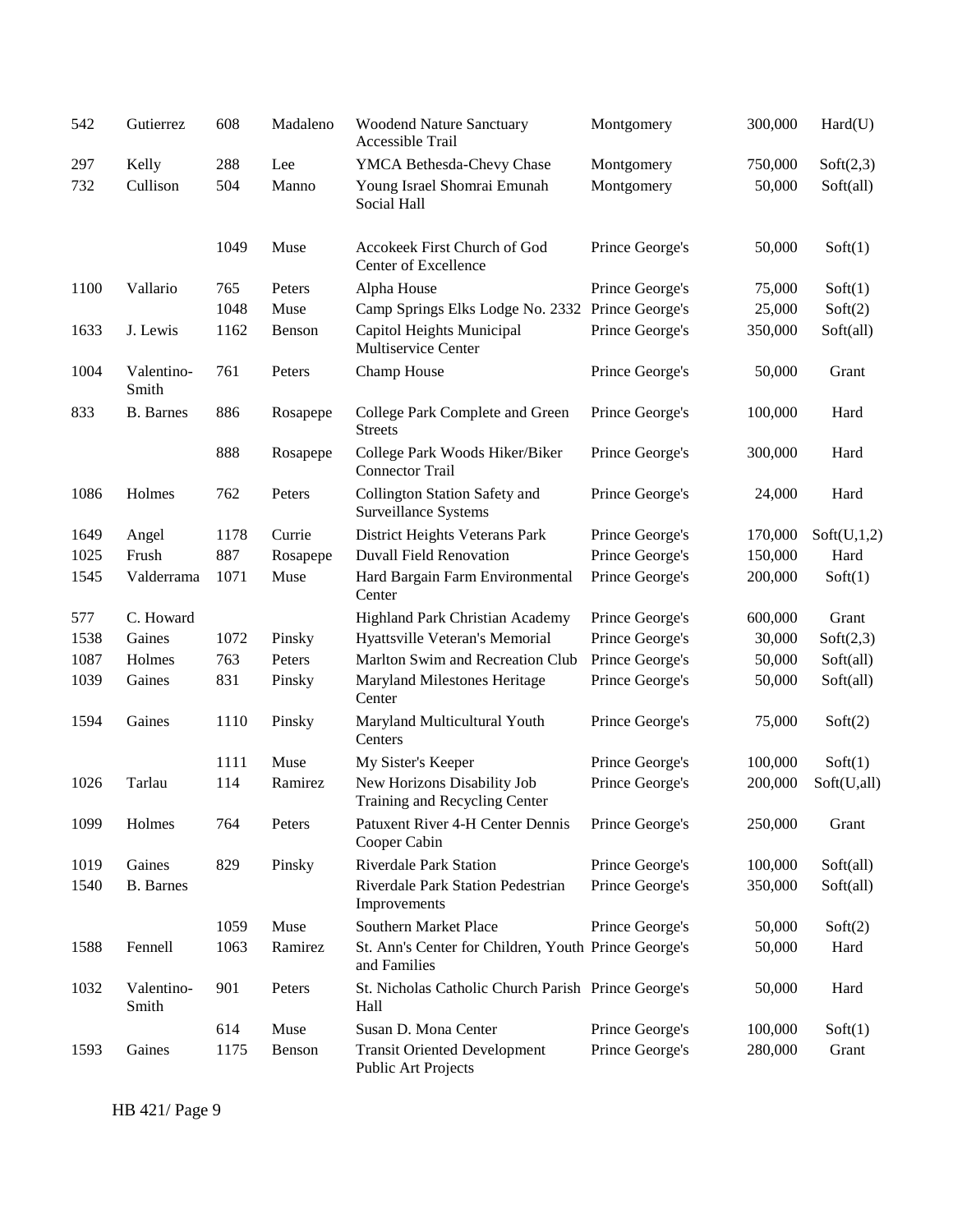| | | | | | | | |
|---|---|---|---|---|---|---|---|
| 542 | Gutierrez | 608 | Madaleno | Woodend Nature Sanctuary Accessible Trail | Montgomery | 300,000 | Hard(U) |
| 297 | Kelly | 288 | Lee | YMCA Bethesda-Chevy Chase | Montgomery | 750,000 | Soft(2,3) |
| 732 | Cullison | 504 | Manno | Young Israel Shomrai Emunah Social Hall | Montgomery | 50,000 | Soft(all) |
| | | 1049 | Muse | Accokeek First Church of God Center of Excellence | Prince George's | 50,000 | Soft(1) |
| 1100 | Vallario | 765 | Peters | Alpha House | Prince George's | 75,000 | Soft(1) |
| | | 1048 | Muse | Camp Springs Elks Lodge No. 2332 | Prince George's | 25,000 | Soft(2) |
| 1633 | J. Lewis | 1162 | Benson | Capitol Heights Municipal Multiservice Center | Prince George's | 350,000 | Soft(all) |
| 1004 | Valentino-Smith | 761 | Peters | Champ House | Prince George's | 50,000 | Grant |
| 833 | B. Barnes | 886 | Rosapepe | College Park Complete and Green Streets | Prince George's | 100,000 | Hard |
| | | 888 | Rosapepe | College Park Woods Hiker/Biker Connector Trail | Prince George's | 300,000 | Hard |
| 1086 | Holmes | 762 | Peters | Collington Station Safety and Surveillance Systems | Prince George's | 24,000 | Hard |
| 1649 | Angel | 1178 | Currie | District Heights Veterans Park | Prince George's | 170,000 | Soft(U,1,2) |
| 1025 | Frush | 887 | Rosapepe | Duvall Field Renovation | Prince George's | 150,000 | Hard |
| 1545 | Valderrama | 1071 | Muse | Hard Bargain Farm Environmental Center | Prince George's | 200,000 | Soft(1) |
| 577 | C. Howard | | | Highland Park Christian Academy | Prince George's | 600,000 | Grant |
| 1538 | Gaines | 1072 | Pinsky | Hyattsville Veteran's Memorial | Prince George's | 30,000 | Soft(2,3) |
| 1087 | Holmes | 763 | Peters | Marlton Swim and Recreation Club | Prince George's | 50,000 | Soft(all) |
| 1039 | Gaines | 831 | Pinsky | Maryland Milestones Heritage Center | Prince George's | 50,000 | Soft(all) |
| 1594 | Gaines | 1110 | Pinsky | Maryland Multicultural Youth Centers | Prince George's | 75,000 | Soft(2) |
| | | 1111 | Muse | My Sister's Keeper | Prince George's | 100,000 | Soft(1) |
| 1026 | Tarlau | 114 | Ramirez | New Horizons Disability Job Training and Recycling Center | Prince George's | 200,000 | Soft(U,all) |
| 1099 | Holmes | 764 | Peters | Patuxent River 4-H Center Dennis Cooper Cabin | Prince George's | 250,000 | Grant |
| 1019 | Gaines | 829 | Pinsky | Riverdale Park Station | Prince George's | 100,000 | Soft(all) |
| 1540 | B. Barnes | | | Riverdale Park Station Pedestrian Improvements | Prince George's | 350,000 | Soft(all) |
| | | 1059 | Muse | Southern Market Place | Prince George's | 50,000 | Soft(2) |
| 1588 | Fennell | 1063 | Ramirez | St. Ann's Center for Children, Youth and Families | Prince George's | 50,000 | Hard |
| 1032 | Valentino-Smith | 901 | Peters | St. Nicholas Catholic Church Parish Hall | Prince George's | 50,000 | Hard |
| | | 614 | Muse | Susan D. Mona Center | Prince George's | 100,000 | Soft(1) |
| 1593 | Gaines | 1175 | Benson | Transit Oriented Development Public Art Projects | Prince George's | 280,000 | Grant |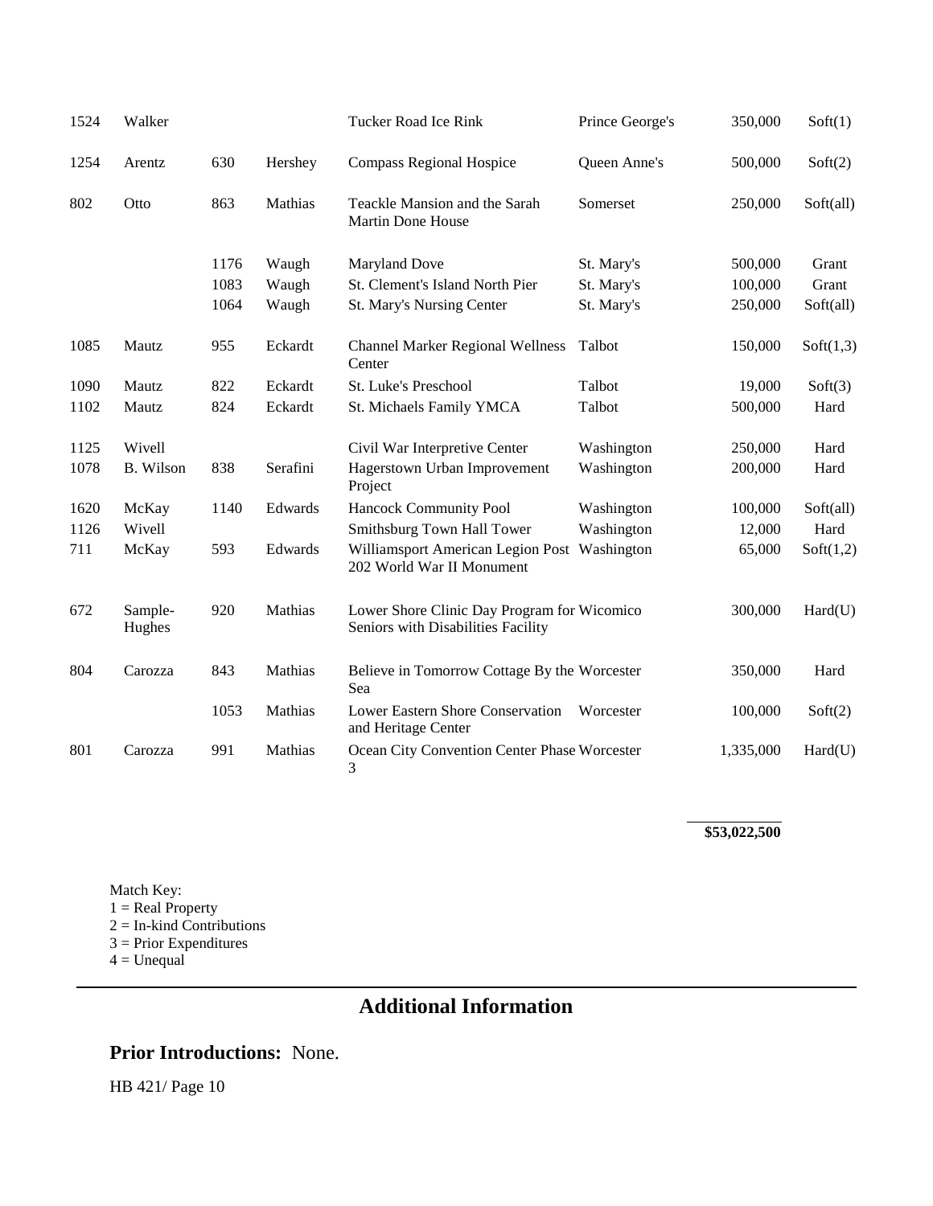| | | | | | | | |
|---|---|---|---|---|---|---|---|
| 1524 | Walker | | | Tucker Road Ice Rink | Prince George's | 350,000 | Soft(1) |
| 1254 | Arentz | 630 | Hershey | Compass Regional Hospice | Queen Anne's | 500,000 | Soft(2) |
| 802 | Otto | 863 | Mathias | Teackle Mansion and the Sarah Martin Done House | Somerset | 250,000 | Soft(all) |
| | | 1176 | Waugh | Maryland Dove | St. Mary's | 500,000 | Grant |
| | | 1083 | Waugh | St. Clement's Island North Pier | St. Mary's | 100,000 | Grant |
| | | 1064 | Waugh | St. Mary's Nursing Center | St. Mary's | 250,000 | Soft(all) |
| 1085 | Mautz | 955 | Eckardt | Channel Marker Regional Wellness Center | Talbot | 150,000 | Soft(1,3) |
| 1090 | Mautz | 822 | Eckardt | St. Luke's Preschool | Talbot | 19,000 | Soft(3) |
| 1102 | Mautz | 824 | Eckardt | St. Michaels Family YMCA | Talbot | 500,000 | Hard |
| 1125 | Wivell | | | Civil War Interpretive Center | Washington | 250,000 | Hard |
| 1078 | B. Wilson | 838 | Serafini | Hagerstown Urban Improvement Project | Washington | 200,000 | Hard |
| 1620 | McKay | 1140 | Edwards | Hancock Community Pool | Washington | 100,000 | Soft(all) |
| 1126 | Wivell | | | Smithsburg Town Hall Tower | Washington | 12,000 | Hard |
| 711 | McKay | 593 | Edwards | Williamsport American Legion Post 202 World War II Monument | Washington | 65,000 | Soft(1,2) |
| 672 | Sample-Hughes | 920 | Mathias | Lower Shore Clinic Day Program for Seniors with Disabilities Facility | Wicomico | 300,000 | Hard(U) |
| 804 | Carozza | 843 | Mathias | Believe in Tomorrow Cottage By the Sea | Worcester | 350,000 | Hard |
| | | 1053 | Mathias | Lower Eastern Shore Conservation and Heritage Center | Worcester | 100,000 | Soft(2) |
| 801 | Carozza | 991 | Mathias | Ocean City Convention Center Phase 3 | Worcester | 1,335,000 | Hard(U) |
| | | | | | | **$53,022,500** | |

Match Key:
1 = Real Property
2 = In-kind Contributions
3 = Prior Expenditures
4 = Unequal

## Additional Information

**Prior Introductions:** None.

HB 421/ Page 10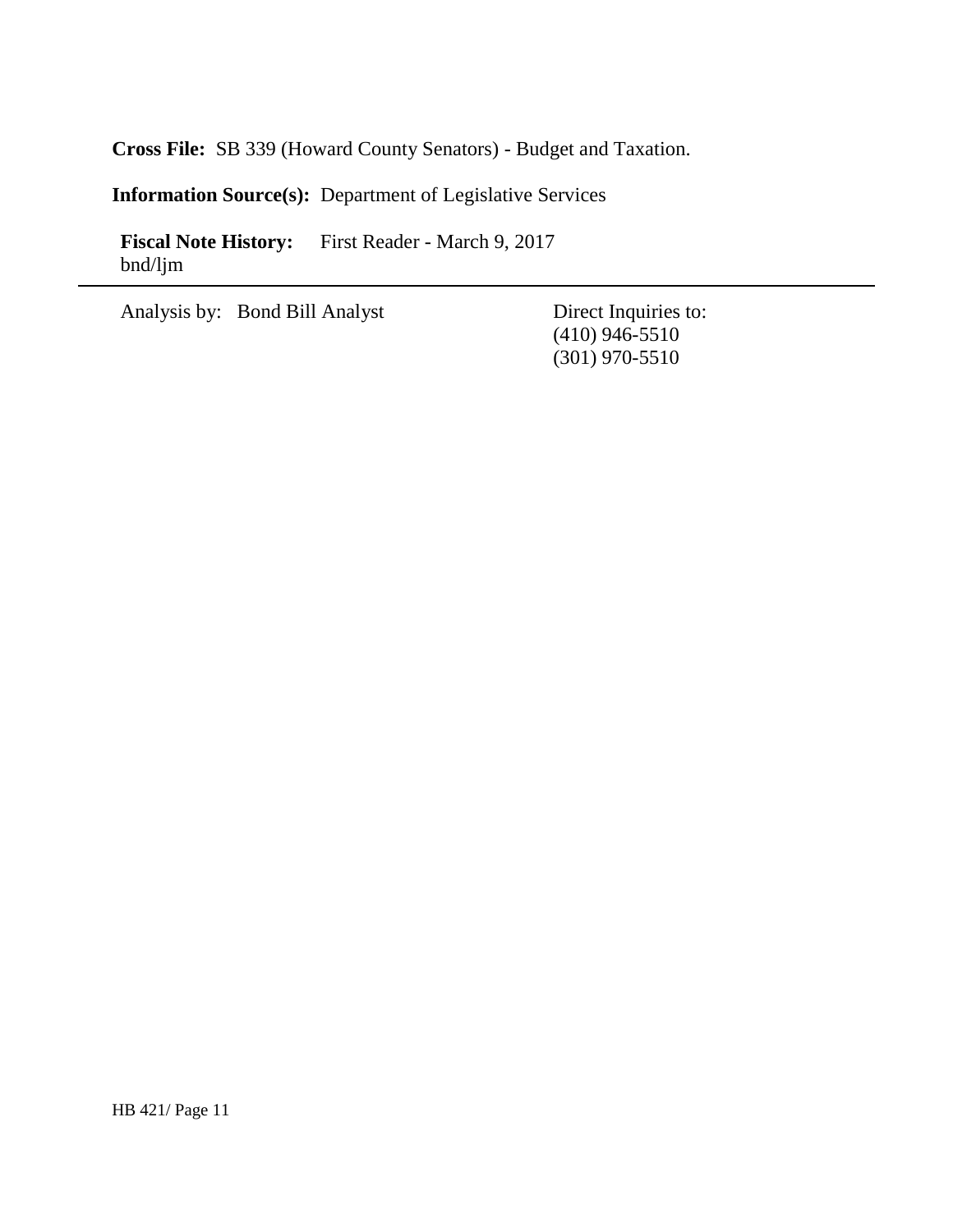**Cross File:** SB 339 (Howard County Senators) - Budget and Taxation.

**Information Source(s):** Department of Legislative Services

**Fiscal Note History:** First Reader - March 9, 2017
bnd/ljm

---

Analysis by: Bond Bill Analyst

Direct Inquiries to:
(410) 946-5510
(301) 970-5510